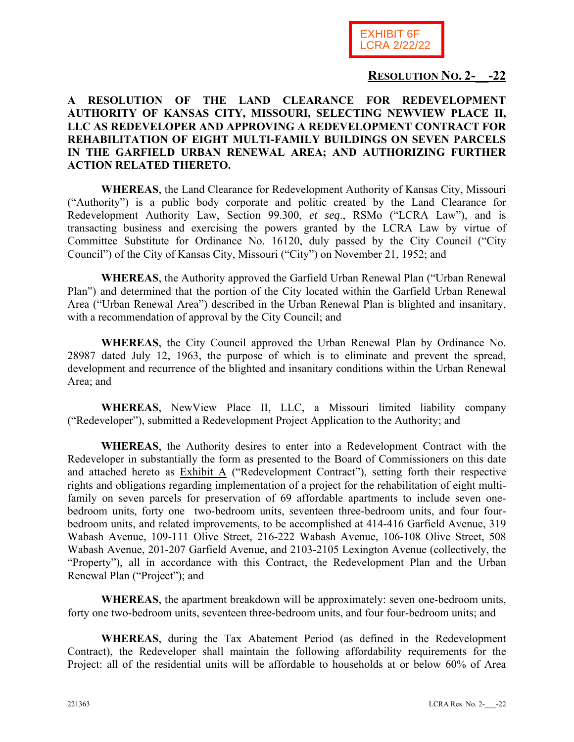EXHIBIT 6F
LCRA 2/22/22

**RESOLUTION NO. 2-\_\_-22**

**A RESOLUTION OF THE LAND CLEARANCE FOR REDEVELOPMENT AUTHORITY OF KANSAS CITY, MISSOURI, SELECTING NEWVIEW PLACE II, LLC AS REDEVELOPER AND APPROVING A REDEVELOPMENT CONTRACT FOR REHABILITATION OF EIGHT MULTI-FAMILY BUILDINGS ON SEVEN PARCELS IN THE GARFIELD URBAN RENEWAL AREA; AND AUTHORIZING FURTHER ACTION RELATED THERETO.**

**WHEREAS**, the Land Clearance for Redevelopment Authority of Kansas City, Missouri ("Authority") is a public body corporate and politic created by the Land Clearance for Redevelopment Authority Law, Section 99.300, *et seq*., RSMo ("LCRA Law"), and is transacting business and exercising the powers granted by the LCRA Law by virtue of Committee Substitute for Ordinance No. 16120, duly passed by the City Council ("City Council") of the City of Kansas City, Missouri ("City") on November 21, 1952; and

**WHEREAS**, the Authority approved the Garfield Urban Renewal Plan ("Urban Renewal Plan") and determined that the portion of the City located within the Garfield Urban Renewal Area ("Urban Renewal Area") described in the Urban Renewal Plan is blighted and insanitary, with a recommendation of approval by the City Council; and

**WHEREAS**, the City Council approved the Urban Renewal Plan by Ordinance No. 28987 dated July 12, 1963, the purpose of which is to eliminate and prevent the spread, development and recurrence of the blighted and insanitary conditions within the Urban Renewal Area; and

**WHEREAS**, NewView Place II, LLC, a Missouri limited liability company ("Redeveloper"), submitted a Redevelopment Project Application to the Authority; and

**WHEREAS**, the Authority desires to enter into a Redevelopment Contract with the Redeveloper in substantially the form as presented to the Board of Commissioners on this date and attached hereto as Exhibit A ("Redevelopment Contract"), setting forth their respective rights and obligations regarding implementation of a project for the rehabilitation of eight multi-family on seven parcels for preservation of 69 affordable apartments to include seven one-bedroom units, forty one two-bedroom units, seventeen three-bedroom units, and four four-bedroom units, and related improvements, to be accomplished at 414-416 Garfield Avenue, 319 Wabash Avenue, 109-111 Olive Street, 216-222 Wabash Avenue, 106-108 Olive Street, 508 Wabash Avenue, 201-207 Garfield Avenue, and 2103-2105 Lexington Avenue (collectively, the "Property"), all in accordance with this Contract, the Redevelopment Plan and the Urban Renewal Plan ("Project"); and

**WHEREAS**, the apartment breakdown will be approximately: seven one-bedroom units, forty one two-bedroom units, seventeen three-bedroom units, and four four-bedroom units; and

**WHEREAS**, during the Tax Abatement Period (as defined in the Redevelopment Contract), the Redeveloper shall maintain the following affordability requirements for the Project: all of the residential units will be affordable to households at or below 60% of Area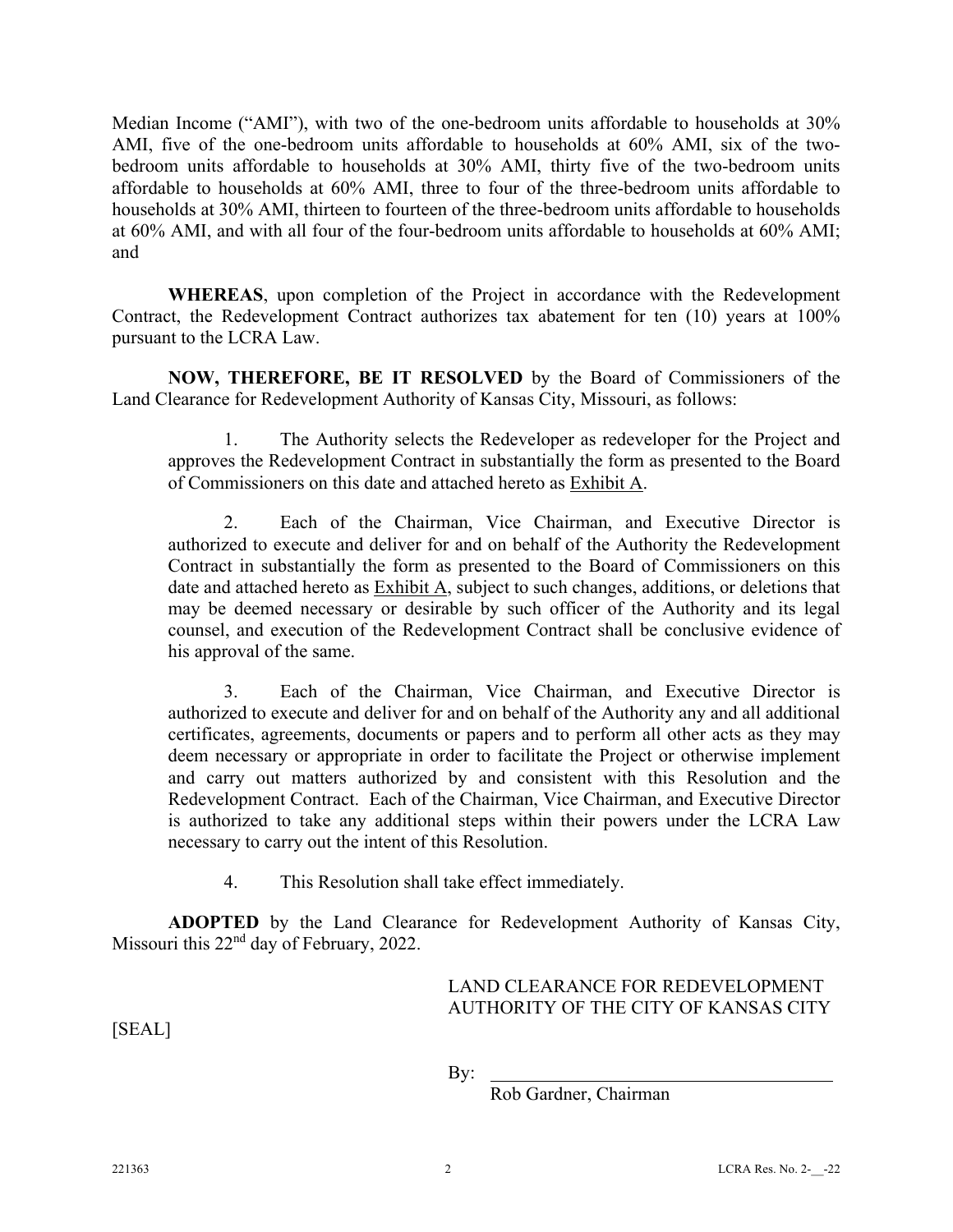Median Income ("AMI"), with two of the one-bedroom units affordable to households at 30% AMI, five of the one-bedroom units affordable to households at 60% AMI, six of the two-bedroom units affordable to households at 30% AMI, thirty five of the two-bedroom units affordable to households at 60% AMI, three to four of the three-bedroom units affordable to households at 30% AMI, thirteen to fourteen of the three-bedroom units affordable to households at 60% AMI, and with all four of the four-bedroom units affordable to households at 60% AMI; and

**WHEREAS**, upon completion of the Project in accordance with the Redevelopment Contract, the Redevelopment Contract authorizes tax abatement for ten (10) years at 100% pursuant to the LCRA Law.

**NOW, THEREFORE, BE IT RESOLVED** by the Board of Commissioners of the Land Clearance for Redevelopment Authority of Kansas City, Missouri, as follows:

1. The Authority selects the Redeveloper as redeveloper for the Project and approves the Redevelopment Contract in substantially the form as presented to the Board of Commissioners on this date and attached hereto as Exhibit A.

2. Each of the Chairman, Vice Chairman, and Executive Director is authorized to execute and deliver for and on behalf of the Authority the Redevelopment Contract in substantially the form as presented to the Board of Commissioners on this date and attached hereto as Exhibit A, subject to such changes, additions, or deletions that may be deemed necessary or desirable by such officer of the Authority and its legal counsel, and execution of the Redevelopment Contract shall be conclusive evidence of his approval of the same.

3. Each of the Chairman, Vice Chairman, and Executive Director is authorized to execute and deliver for and on behalf of the Authority any and all additional certificates, agreements, documents or papers and to perform all other acts as they may deem necessary or appropriate in order to facilitate the Project or otherwise implement and carry out matters authorized by and consistent with this Resolution and the Redevelopment Contract. Each of the Chairman, Vice Chairman, and Executive Director is authorized to take any additional steps within their powers under the LCRA Law necessary to carry out the intent of this Resolution.

4. This Resolution shall take effect immediately.

**ADOPTED** by the Land Clearance for Redevelopment Authority of Kansas City, Missouri this 22nd day of February, 2022.

LAND CLEARANCE FOR REDEVELOPMENT AUTHORITY OF THE CITY OF KANSAS CITY

[SEAL]

By: ______________________________

Rob Gardner, Chairman

221363 LCRA Res. No. 2-__-22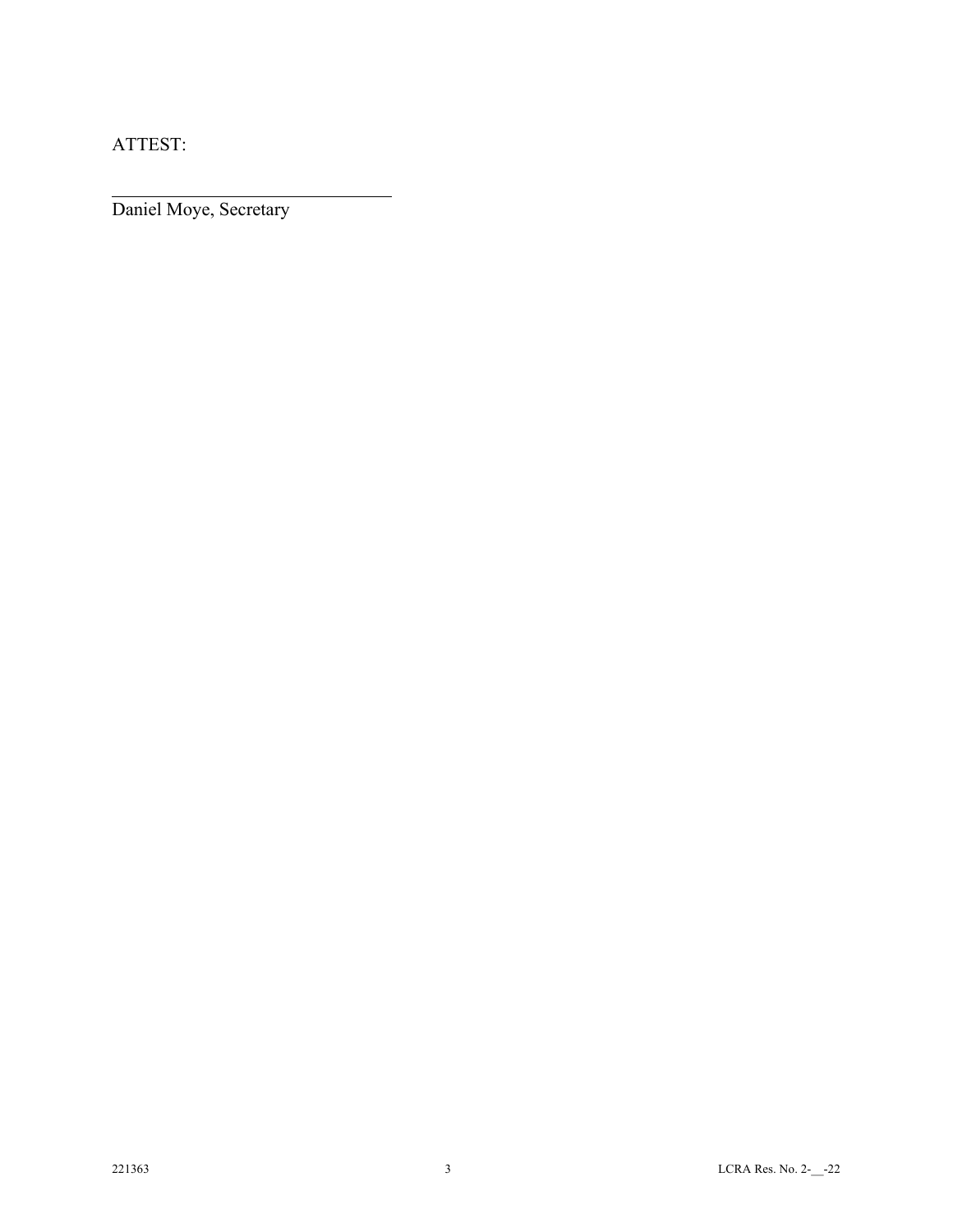ATTEST:

\_\_\_\_\_\_\_\_\_\_\_\_\_\_\_\_\_\_\_\_\_\_\_\_\_\_\_\_\_\_\_\_
Daniel Moye, Secretary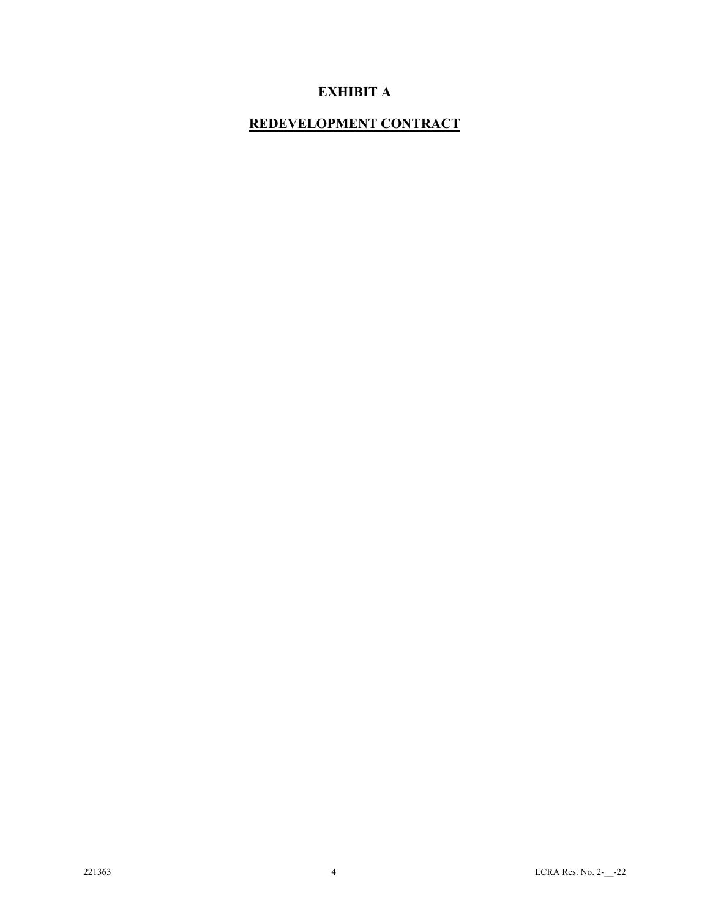# EXHIBIT A

## REDEVELOPMENT CONTRACT